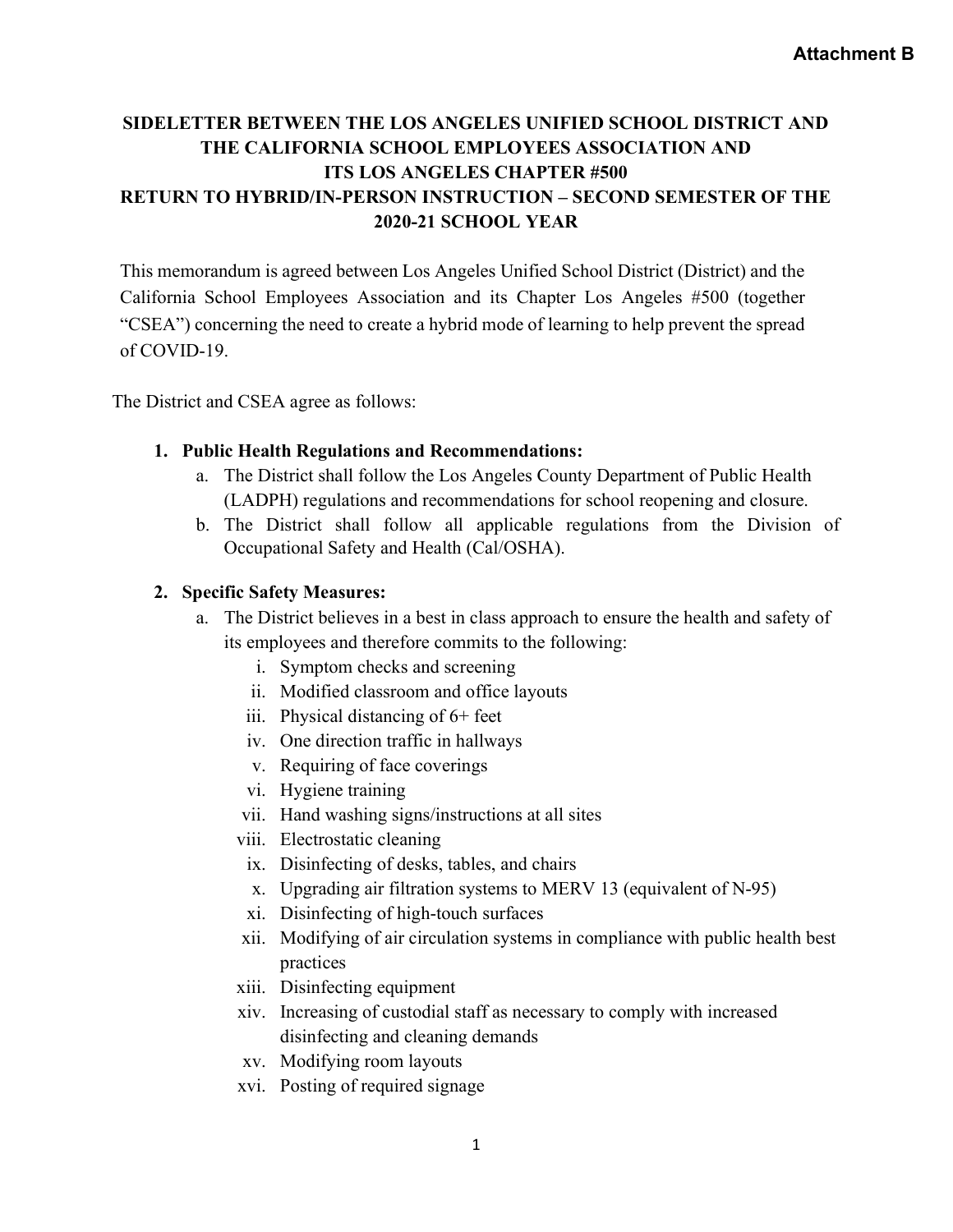**Attachment B**

# SIDELETTER BETWEEN THE LOS ANGELES UNIFIED SCHOOL DISTRICT AND THE CALIFORNIA SCHOOL EMPLOYEES ASSOCIATION AND ITS LOS ANGELES CHAPTER #500 RETURN TO HYBRID/IN-PERSON INSTRUCTION – SECOND SEMESTER OF THE 2020-21 SCHOOL YEAR

This memorandum is agreed between Los Angeles Unified School District (District) and the California School Employees Association and its Chapter Los Angeles #500 (together "CSEA") concerning the need to create a hybrid mode of learning to help prevent the spread of COVID-19.

The District and CSEA agree as follows:

1. **Public Health Regulations and Recommendations:**
   a. The District shall follow the Los Angeles County Department of Public Health (LADPH) regulations and recommendations for school reopening and closure.
   b. The District shall follow all applicable regulations from the Division of Occupational Safety and Health (Cal/OSHA).

2. **Specific Safety Measures:**
   a. The District believes in a best in class approach to ensure the health and safety of its employees and therefore commits to the following:
      i. Symptom checks and screening
      ii. Modified classroom and office layouts
      iii. Physical distancing of 6+ feet
      iv. One direction traffic in hallways
      v. Requiring of face coverings
      vi. Hygiene training
      vii. Hand washing signs/instructions at all sites
      viii. Electrostatic cleaning
      ix. Disinfecting of desks, tables, and chairs
      x. Upgrading air filtration systems to MERV 13 (equivalent of N-95)
      xi. Disinfecting of high-touch surfaces
      xii. Modifying of air circulation systems in compliance with public health best practices
      xiii. Disinfecting equipment
      xiv. Increasing of custodial staff as necessary to comply with increased disinfecting and cleaning demands
      xv. Modifying room layouts
      xvi. Posting of required signage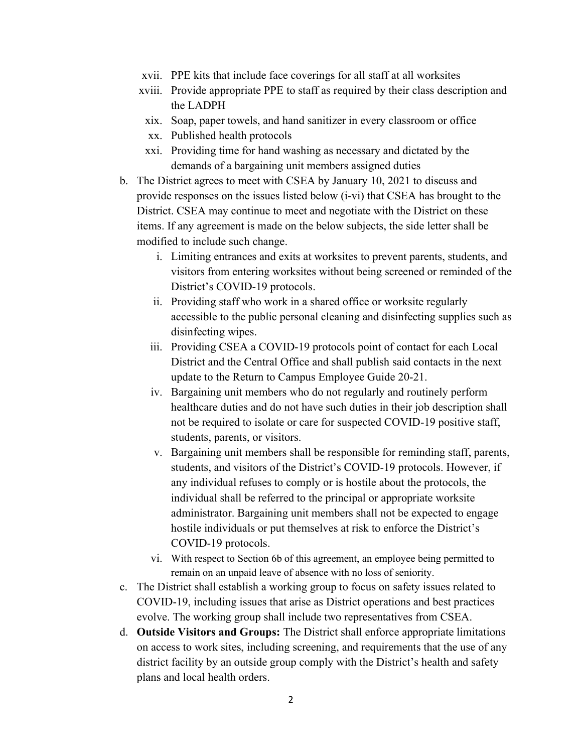xvii. PPE kits that include face coverings for all staff at all worksites

xviii. Provide appropriate PPE to staff as required by their class description and the LADPH

xix. Soap, paper towels, and hand sanitizer in every classroom or office

xx. Published health protocols

xxi. Providing time for hand washing as necessary and dictated by the demands of a bargaining unit members assigned duties

b. The District agrees to meet with CSEA by January 10, 2021 to discuss and provide responses on the issues listed below (i-vi) that CSEA has brought to the District. CSEA may continue to meet and negotiate with the District on these items. If any agreement is made on the below subjects, the side letter shall be modified to include such change.

   i. Limiting entrances and exits at worksites to prevent parents, students, and visitors from entering worksites without being screened or reminded of the District's COVID-19 protocols.

   ii. Providing staff who work in a shared office or worksite regularly accessible to the public personal cleaning and disinfecting supplies such as disinfecting wipes.

   iii. Providing CSEA a COVID-19 protocols point of contact for each Local District and the Central Office and shall publish said contacts in the next update to the Return to Campus Employee Guide 20-21.

   iv. Bargaining unit members who do not regularly and routinely perform healthcare duties and do not have such duties in their job description shall not be required to isolate or care for suspected COVID-19 positive staff, students, parents, or visitors.

   v. Bargaining unit members shall be responsible for reminding staff, parents, students, and visitors of the District's COVID-19 protocols. However, if any individual refuses to comply or is hostile about the protocols, the individual shall be referred to the principal or appropriate worksite administrator. Bargaining unit members shall not be expected to engage hostile individuals or put themselves at risk to enforce the District's COVID-19 protocols.

   vi. With respect to Section 6b of this agreement, an employee being permitted to remain on an unpaid leave of absence with no loss of seniority.

c. The District shall establish a working group to focus on safety issues related to COVID-19, including issues that arise as District operations and best practices evolve. The working group shall include two representatives from CSEA.

d. **Outside Visitors and Groups:** The District shall enforce appropriate limitations on access to work sites, including screening, and requirements that the use of any district facility by an outside group comply with the District's health and safety plans and local health orders.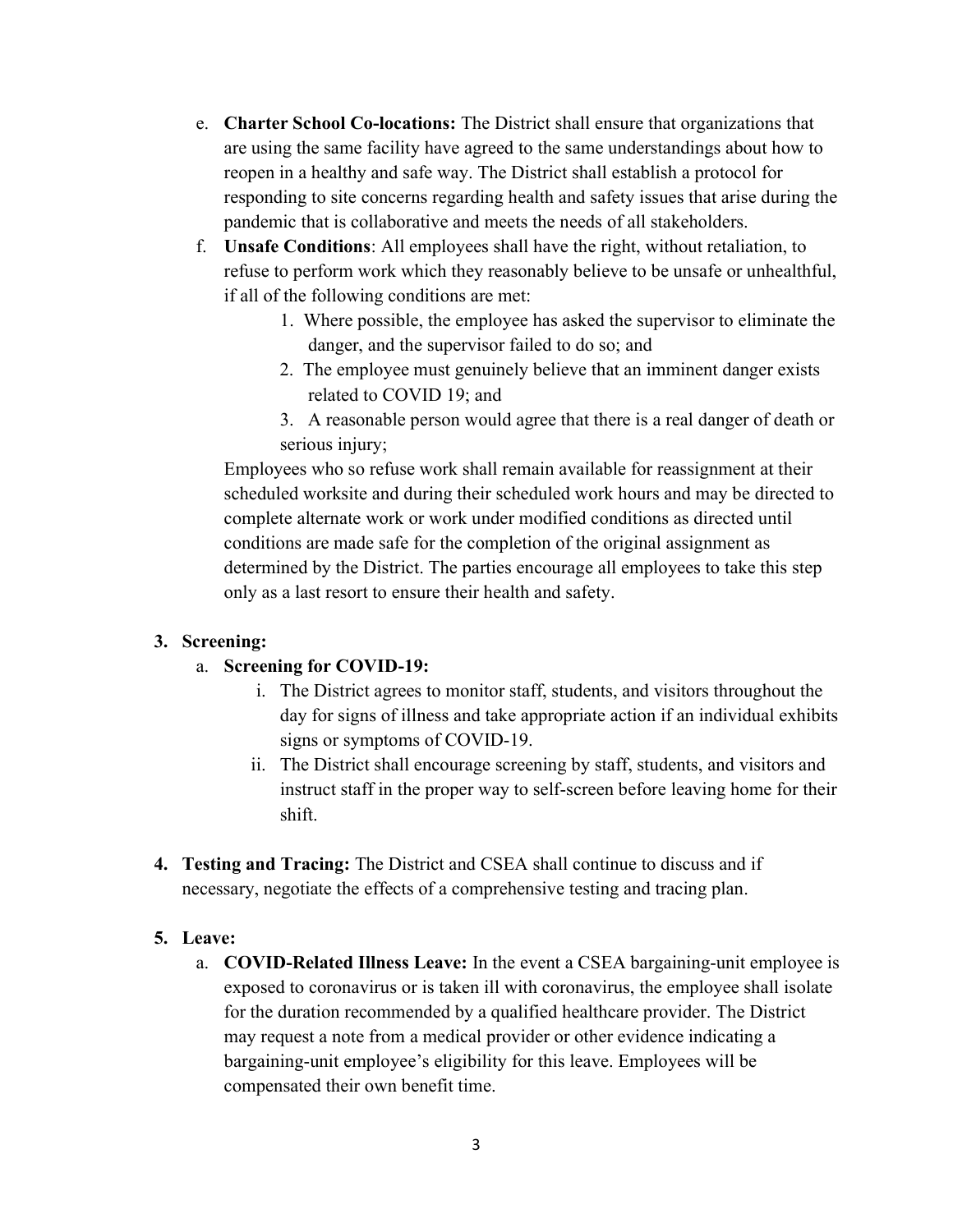e. **Charter School Co-locations:** The District shall ensure that organizations that are using the same facility have agreed to the same understandings about how to reopen in a healthy and safe way. The District shall establish a protocol for responding to site concerns regarding health and safety issues that arise during the pandemic that is collaborative and meets the needs of all stakeholders.

f. **Unsafe Conditions**: All employees shall have the right, without retaliation, to refuse to perform work which they reasonably believe to be unsafe or unhealthful, if all of the following conditions are met:

1. Where possible, the employee has asked the supervisor to eliminate the danger, and the supervisor failed to do so; and
2. The employee must genuinely believe that an imminent danger exists related to COVID 19; and
3. A reasonable person would agree that there is a real danger of death or serious injury;

Employees who so refuse work shall remain available for reassignment at their scheduled worksite and during their scheduled work hours and may be directed to complete alternate work or work under modified conditions as directed until conditions are made safe for the completion of the original assignment as determined by the District. The parties encourage all employees to take this step only as a last resort to ensure their health and safety.

**3. Screening:**

a. **Screening for COVID-19:**

i. The District agrees to monitor staff, students, and visitors throughout the day for signs of illness and take appropriate action if an individual exhibits signs or symptoms of COVID-19.

ii. The District shall encourage screening by staff, students, and visitors and instruct staff in the proper way to self-screen before leaving home for their shift.

**4. Testing and Tracing:** The District and CSEA shall continue to discuss and if necessary, negotiate the effects of a comprehensive testing and tracing plan.

**5. Leave:**

a. **COVID-Related Illness Leave:** In the event a CSEA bargaining-unit employee is exposed to coronavirus or is taken ill with coronavirus, the employee shall isolate for the duration recommended by a qualified healthcare provider. The District may request a note from a medical provider or other evidence indicating a bargaining-unit employee's eligibility for this leave. Employees will be compensated their own benefit time.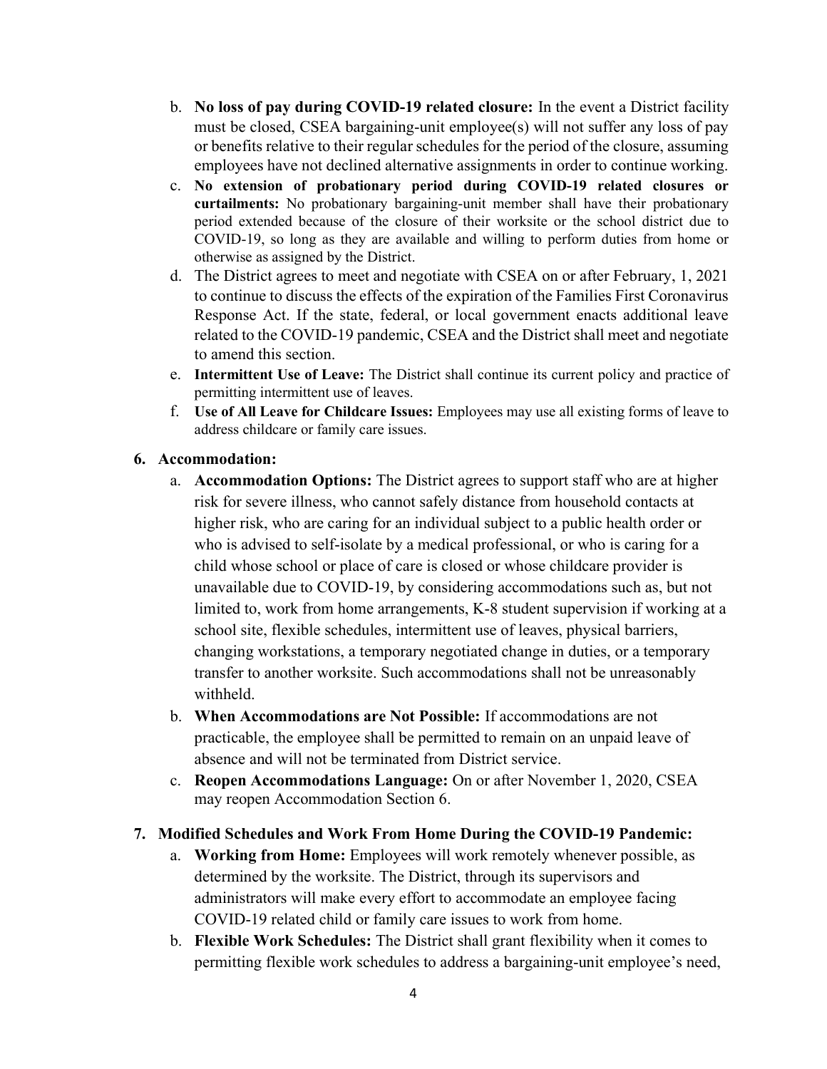b. **No loss of pay during COVID-19 related closure:** In the event a District facility must be closed, CSEA bargaining-unit employee(s) will not suffer any loss of pay or benefits relative to their regular schedules for the period of the closure, assuming employees have not declined alternative assignments in order to continue working.

c. **No extension of probationary period during COVID-19 related closures or curtailments:** No probationary bargaining-unit member shall have their probationary period extended because of the closure of their worksite or the school district due to COVID-19, so long as they are available and willing to perform duties from home or otherwise as assigned by the District.

d. The District agrees to meet and negotiate with CSEA on or after February, 1, 2021 to continue to discuss the effects of the expiration of the Families First Coronavirus Response Act. If the state, federal, or local government enacts additional leave related to the COVID-19 pandemic, CSEA and the District shall meet and negotiate to amend this section.

e. **Intermittent Use of Leave:** The District shall continue its current policy and practice of permitting intermittent use of leaves.

f. **Use of All Leave for Childcare Issues:** Employees may use all existing forms of leave to address childcare or family care issues.

**6. Accommodation:**

a. **Accommodation Options:** The District agrees to support staff who are at higher risk for severe illness, who cannot safely distance from household contacts at higher risk, who are caring for an individual subject to a public health order or who is advised to self-isolate by a medical professional, or who is caring for a child whose school or place of care is closed or whose childcare provider is unavailable due to COVID-19, by considering accommodations such as, but not limited to, work from home arrangements, K-8 student supervision if working at a school site, flexible schedules, intermittent use of leaves, physical barriers, changing workstations, a temporary negotiated change in duties, or a temporary transfer to another worksite. Such accommodations shall not be unreasonably withheld.

b. **When Accommodations are Not Possible:** If accommodations are not practicable, the employee shall be permitted to remain on an unpaid leave of absence and will not be terminated from District service.

c. **Reopen Accommodations Language:** On or after November 1, 2020, CSEA may reopen Accommodation Section 6.

**7. Modified Schedules and Work From Home During the COVID-19 Pandemic:**

a. **Working from Home:** Employees will work remotely whenever possible, as determined by the worksite. The District, through its supervisors and administrators will make every effort to accommodate an employee facing COVID-19 related child or family care issues to work from home.

b. **Flexible Work Schedules:** The District shall grant flexibility when it comes to permitting flexible work schedules to address a bargaining-unit employee's need,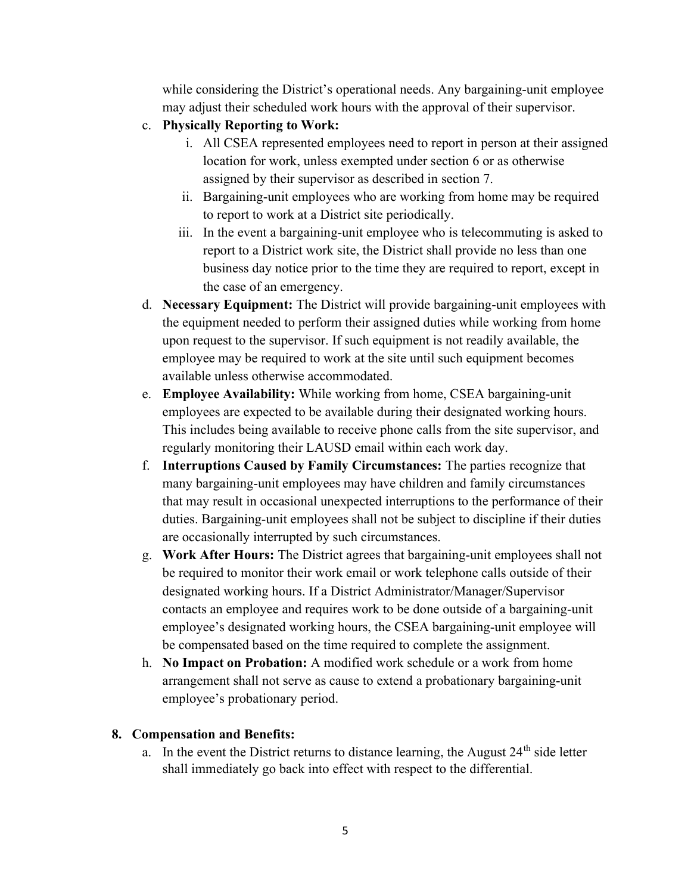while considering the District's operational needs. Any bargaining-unit employee may adjust their scheduled work hours with the approval of their supervisor.

c. **Physically Reporting to Work:**
   i. All CSEA represented employees need to report in person at their assigned location for work, unless exempted under section 6 or as otherwise assigned by their supervisor as described in section 7.
   ii. Bargaining-unit employees who are working from home may be required to report to work at a District site periodically.
   iii. In the event a bargaining-unit employee who is telecommuting is asked to report to a District work site, the District shall provide no less than one business day notice prior to the time they are required to report, except in the case of an emergency.

d. **Necessary Equipment:** The District will provide bargaining-unit employees with the equipment needed to perform their assigned duties while working from home upon request to the supervisor. If such equipment is not readily available, the employee may be required to work at the site until such equipment becomes available unless otherwise accommodated.

e. **Employee Availability:** While working from home, CSEA bargaining-unit employees are expected to be available during their designated working hours. This includes being available to receive phone calls from the site supervisor, and regularly monitoring their LAUSD email within each work day.

f. **Interruptions Caused by Family Circumstances:** The parties recognize that many bargaining-unit employees may have children and family circumstances that may result in occasional unexpected interruptions to the performance of their duties. Bargaining-unit employees shall not be subject to discipline if their duties are occasionally interrupted by such circumstances.

g. **Work After Hours:** The District agrees that bargaining-unit employees shall not be required to monitor their work email or work telephone calls outside of their designated working hours. If a District Administrator/Manager/Supervisor contacts an employee and requires work to be done outside of a bargaining-unit employee's designated working hours, the CSEA bargaining-unit employee will be compensated based on the time required to complete the assignment.

h. **No Impact on Probation:** A modified work schedule or a work from home arrangement shall not serve as cause to extend a probationary bargaining-unit employee's probationary period.

**8. Compensation and Benefits:**

a. In the event the District returns to distance learning, the August 24th side letter shall immediately go back into effect with respect to the differential.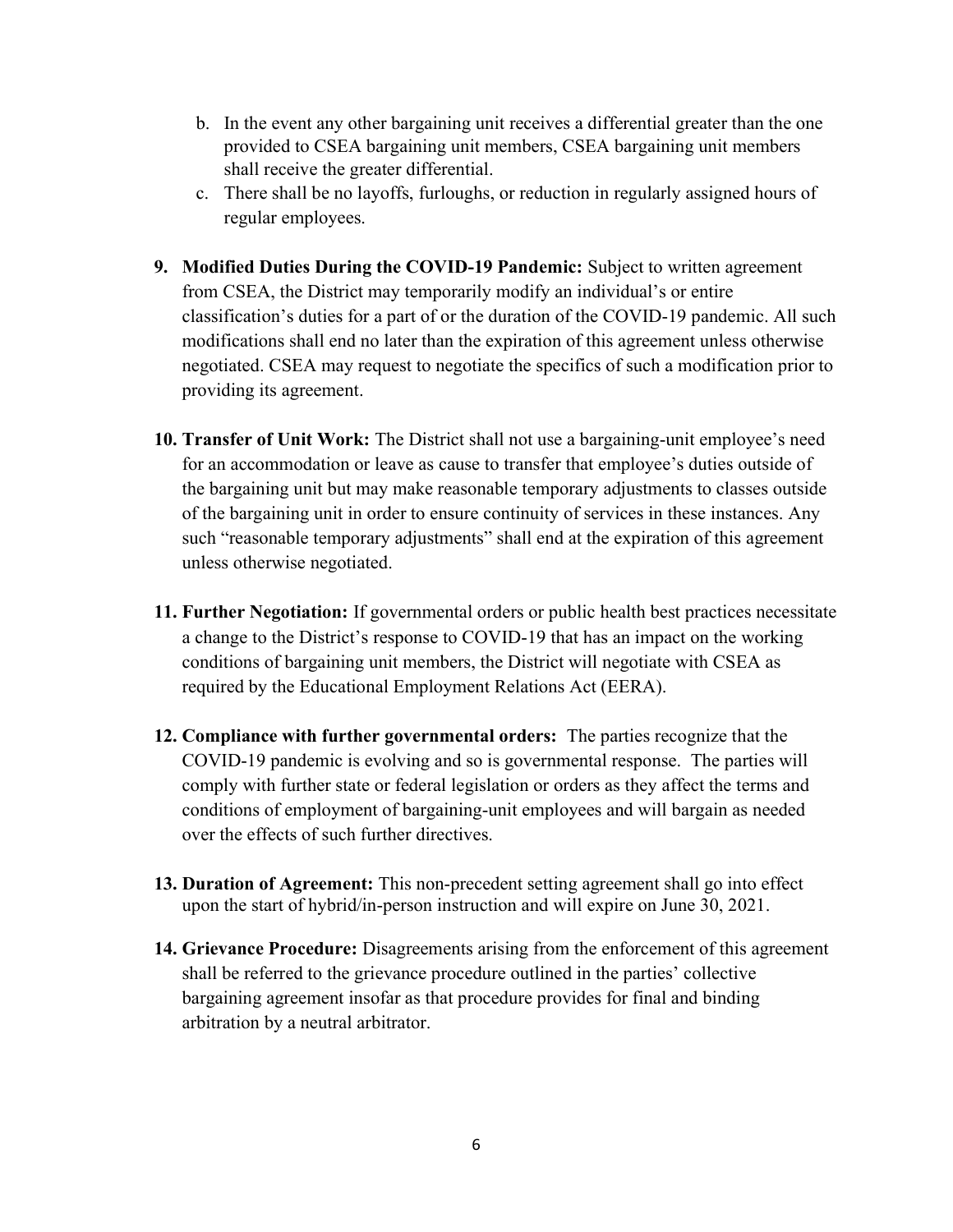b. In the event any other bargaining unit receives a differential greater than the one provided to CSEA bargaining unit members, CSEA bargaining unit members shall receive the greater differential.
c. There shall be no layoffs, furloughs, or reduction in regularly assigned hours of regular employees.

9. **Modified Duties During the COVID-19 Pandemic:** Subject to written agreement from CSEA, the District may temporarily modify an individual's or entire classification's duties for a part of or the duration of the COVID-19 pandemic. All such modifications shall end no later than the expiration of this agreement unless otherwise negotiated. CSEA may request to negotiate the specifics of such a modification prior to providing its agreement.

10. **Transfer of Unit Work:** The District shall not use a bargaining-unit employee's need for an accommodation or leave as cause to transfer that employee's duties outside of the bargaining unit but may make reasonable temporary adjustments to classes outside of the bargaining unit in order to ensure continuity of services in these instances. Any such "reasonable temporary adjustments" shall end at the expiration of this agreement unless otherwise negotiated.

11. **Further Negotiation:** If governmental orders or public health best practices necessitate a change to the District's response to COVID-19 that has an impact on the working conditions of bargaining unit members, the District will negotiate with CSEA as required by the Educational Employment Relations Act (EERA).

12. **Compliance with further governmental orders:** The parties recognize that the COVID-19 pandemic is evolving and so is governmental response. The parties will comply with further state or federal legislation or orders as they affect the terms and conditions of employment of bargaining-unit employees and will bargain as needed over the effects of such further directives.

13. **Duration of Agreement:** This non-precedent setting agreement shall go into effect upon the start of hybrid/in-person instruction and will expire on June 30, 2021.

14. **Grievance Procedure:** Disagreements arising from the enforcement of this agreement shall be referred to the grievance procedure outlined in the parties' collective bargaining agreement insofar as that procedure provides for final and binding arbitration by a neutral arbitrator.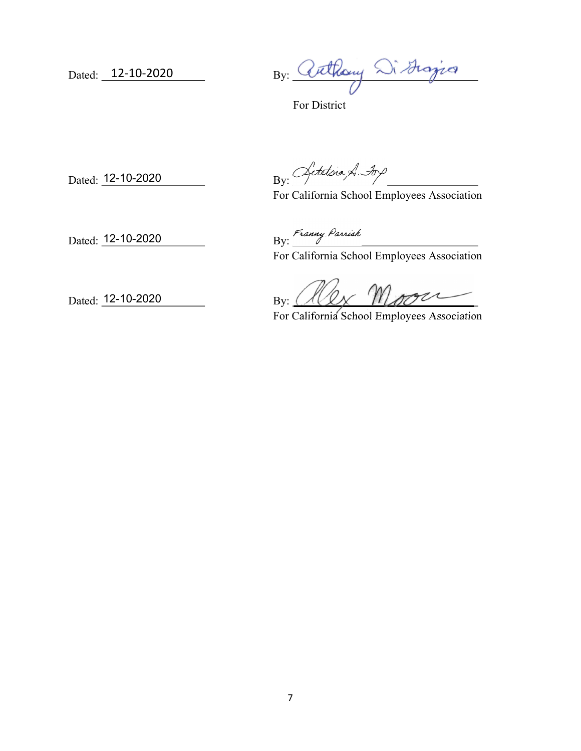Dated: 12-10-2020

By: Anthony Di Grazia
For District

Dated: 12-10-2020

By: Letetsia A. Foy
For California School Employees Association

Dated: 12-10-2020

By: Franny Parrish
For California School Employees Association

Dated: 12-10-2020

By: Alex Moore
For California School Employees Association